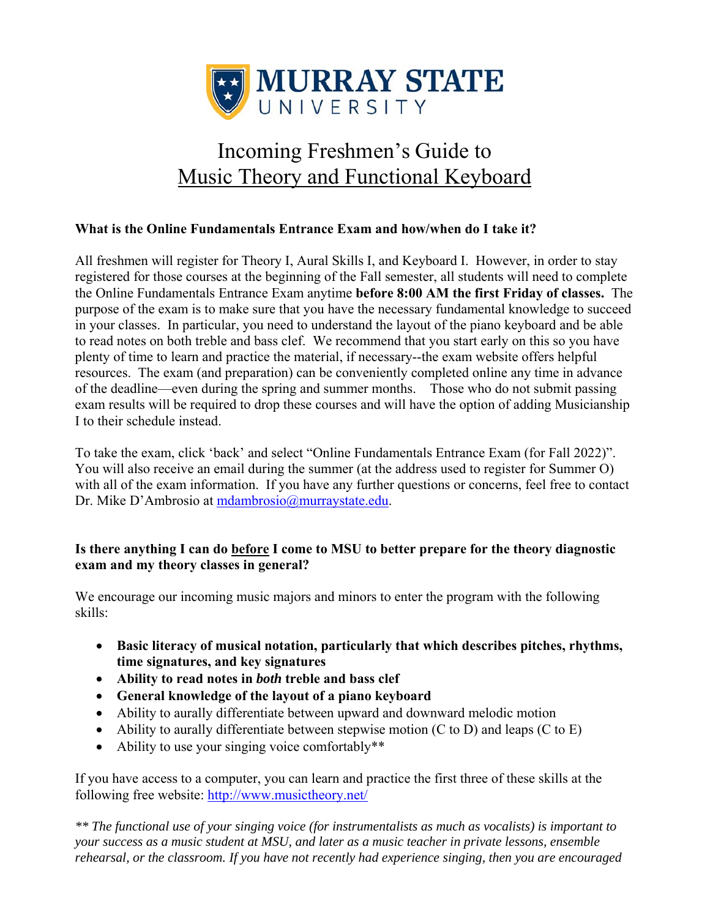MURRAY STATE UNIVERSITY

# Incoming Freshmen's Guide to Music Theory and Functional Keyboard

**What is the Online Fundamentals Entrance Exam and how/when do I take it?**

All freshmen will register for Theory I, Aural Skills I, and Keyboard I. However, in order to stay registered for those courses at the beginning of the Fall semester, all students will need to complete the Online Fundamentals Entrance Exam anytime **before 8:00 AM the first Friday of classes.** The purpose of the exam is to make sure that you have the necessary fundamental knowledge to succeed in your classes. In particular, you need to understand the layout of the piano keyboard and be able to read notes on both treble and bass clef. We recommend that you start early on this so you have plenty of time to learn and practice the material, if necessary--the exam website offers helpful resources. The exam (and preparation) can be conveniently completed online any time in advance of the deadline—even during the spring and summer months. Those who do not submit passing exam results will be required to drop these courses and will have the option of adding Musicianship I to their schedule instead.

To take the exam, click 'back' and select "Online Fundamentals Entrance Exam (for Fall 2022)". You will also receive an email during the summer (at the address used to register for Summer O) with all of the exam information. If you have any further questions or concerns, feel free to contact Dr. Mike D'Ambrosio at mdambrosio@murraystate.edu.

**Is there anything I can do before I come to MSU to better prepare for the theory diagnostic exam and my theory classes in general?**

We encourage our incoming music majors and minors to enter the program with the following skills:

- **Basic literacy of musical notation, particularly that which describes pitches, rhythms, time signatures, and key signatures**
- **Ability to read notes in *both* treble and bass clef**
- **General knowledge of the layout of a piano keyboard**
- Ability to aurally differentiate between upward and downward melodic motion
- Ability to aurally differentiate between stepwise motion (C to D) and leaps (C to E)
- Ability to use your singing voice comfortably**

If you have access to a computer, you can learn and practice the first three of these skills at the following free website: http://www.musictheory.net/

*** The functional use of your singing voice (for instrumentalists as much as vocalists) is important to your success as a music student at MSU, and later as a music teacher in private lessons, ensemble rehearsal, or the classroom. If you have not recently had experience singing, then you are encouraged*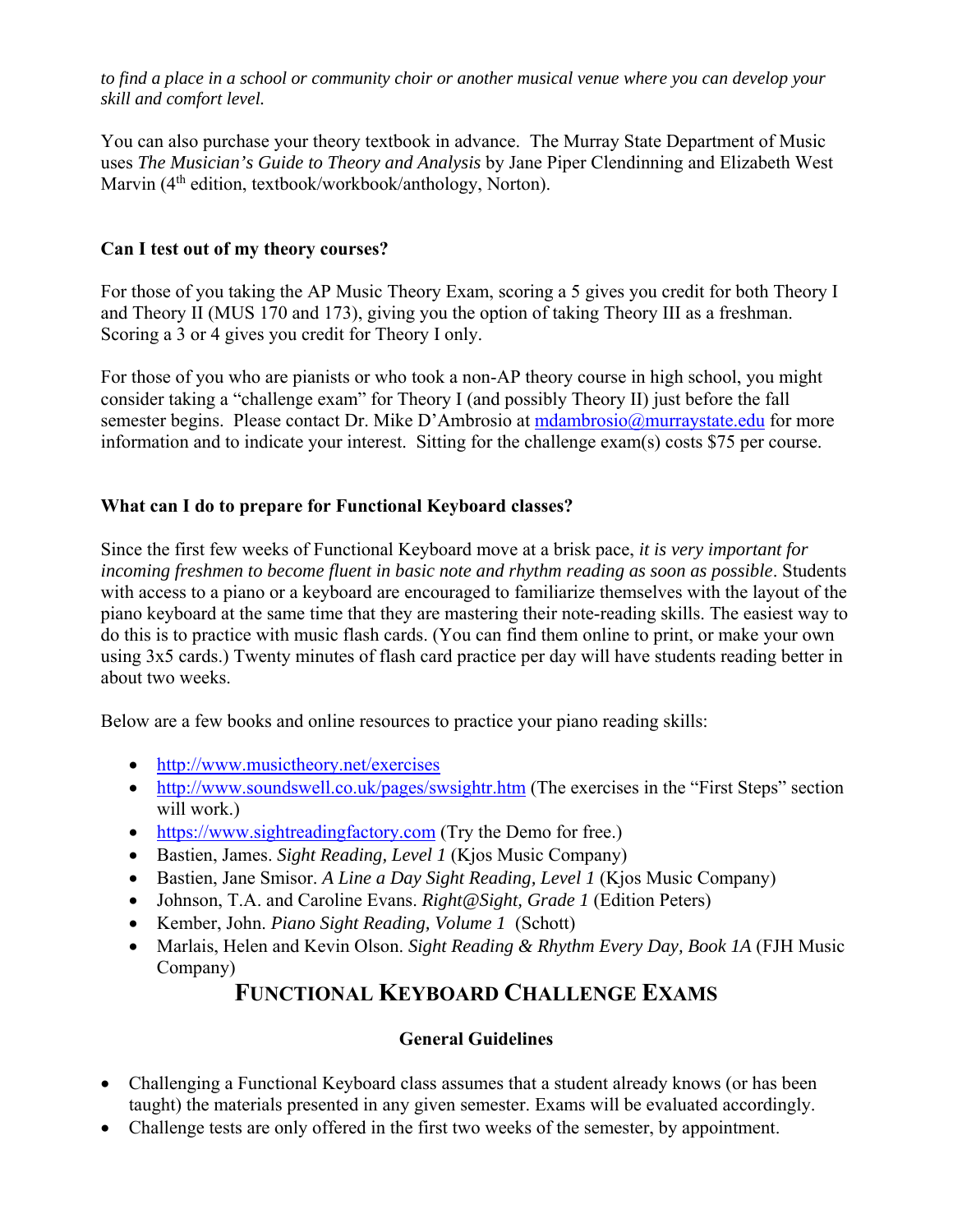*to find a place in a school or community choir or another musical venue where you can develop your skill and comfort level.*

You can also purchase your theory textbook in advance. The Murray State Department of Music uses *The Musician's Guide to Theory and Analysis* by Jane Piper Clendinning and Elizabeth West Marvin (4th edition, textbook/workbook/anthology, Norton).

**Can I test out of my theory courses?**

For those of you taking the AP Music Theory Exam, scoring a 5 gives you credit for both Theory I and Theory II (MUS 170 and 173), giving you the option of taking Theory III as a freshman. Scoring a 3 or 4 gives you credit for Theory I only.

For those of you who are pianists or who took a non-AP theory course in high school, you might consider taking a "challenge exam" for Theory I (and possibly Theory II) just before the fall semester begins. Please contact Dr. Mike D'Ambrosio at mdambrosio@murraystate.edu for more information and to indicate your interest. Sitting for the challenge exam(s) costs $75 per course.

**What can I do to prepare for Functional Keyboard classes?**

Since the first few weeks of Functional Keyboard move at a brisk pace, *it is very important for incoming freshmen to become fluent in basic note and rhythm reading as soon as possible*. Students with access to a piano or a keyboard are encouraged to familiarize themselves with the layout of the piano keyboard at the same time that they are mastering their note-reading skills. The easiest way to do this is to practice with music flash cards. (You can find them online to print, or make your own using 3x5 cards.) Twenty minutes of flash card practice per day will have students reading better in about two weeks.

Below are a few books and online resources to practice your piano reading skills:

- http://www.musictheory.net/exercises
- http://www.soundswell.co.uk/pages/swsightr.htm (The exercises in the "First Steps" section will work.)
- https://www.sightreadingfactory.com (Try the Demo for free.)
- Bastien, James. *Sight Reading, Level 1* (Kjos Music Company)
- Bastien, Jane Smisor. *A Line a Day Sight Reading, Level 1* (Kjos Music Company)
- Johnson, T.A. and Caroline Evans. *Right@Sight, Grade 1* (Edition Peters)
- Kember, John. *Piano Sight Reading, Volume 1* (Schott)
- Marlais, Helen and Kevin Olson. *Sight Reading & Rhythm Every Day, Book 1A* (FJH Music Company)

## Functional Keyboard Challenge Exams

**General Guidelines**

- Challenging a Functional Keyboard class assumes that a student already knows (or has been taught) the materials presented in any given semester. Exams will be evaluated accordingly.
- Challenge tests are only offered in the first two weeks of the semester, by appointment.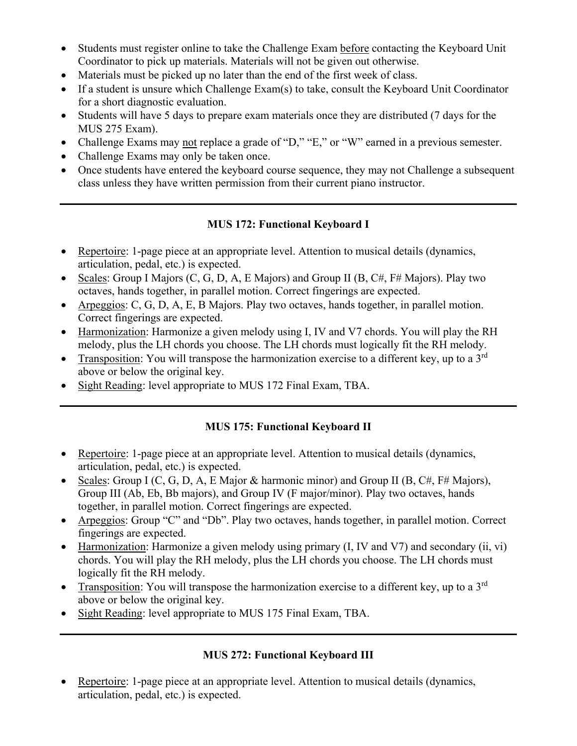- Students must register online to take the Challenge Exam before contacting the Keyboard Unit Coordinator to pick up materials. Materials will not be given out otherwise.
- Materials must be picked up no later than the end of the first week of class.
- If a student is unsure which Challenge Exam(s) to take, consult the Keyboard Unit Coordinator for a short diagnostic evaluation.
- Students will have 5 days to prepare exam materials once they are distributed (7 days for the MUS 275 Exam).
- Challenge Exams may not replace a grade of "D," "E," or "W" earned in a previous semester.
- Challenge Exams may only be taken once.
- Once students have entered the keyboard course sequence, they may not Challenge a subsequent class unless they have written permission from their current piano instructor.

---

### MUS 172: Functional Keyboard I

- Repertoire: 1-page piece at an appropriate level. Attention to musical details (dynamics, articulation, pedal, etc.) is expected.
- Scales: Group I Majors (C, G, D, A, E Majors) and Group II (B, C#, F# Majors). Play two octaves, hands together, in parallel motion. Correct fingerings are expected.
- Arpeggios: C, G, D, A, E, B Majors. Play two octaves, hands together, in parallel motion. Correct fingerings are expected.
- Harmonization: Harmonize a given melody using I, IV and V7 chords. You will play the RH melody, plus the LH chords you choose. The LH chords must logically fit the RH melody.
- Transposition: You will transpose the harmonization exercise to a different key, up to a 3rd above or below the original key.
- Sight Reading: level appropriate to MUS 172 Final Exam, TBA.

---

### MUS 175: Functional Keyboard II

- Repertoire: 1-page piece at an appropriate level. Attention to musical details (dynamics, articulation, pedal, etc.) is expected.
- Scales: Group I (C, G, D, A, E Major & harmonic minor) and Group II (B, C#, F# Majors), Group III (Ab, Eb, Bb majors), and Group IV (F major/minor). Play two octaves, hands together, in parallel motion. Correct fingerings are expected.
- Arpeggios: Group "C" and "Db". Play two octaves, hands together, in parallel motion. Correct fingerings are expected.
- Harmonization: Harmonize a given melody using primary (I, IV and V7) and secondary (ii, vi) chords. You will play the RH melody, plus the LH chords you choose. The LH chords must logically fit the RH melody.
- Transposition: You will transpose the harmonization exercise to a different key, up to a 3rd above or below the original key.
- Sight Reading: level appropriate to MUS 175 Final Exam, TBA.

---

### MUS 272: Functional Keyboard III

- Repertoire: 1-page piece at an appropriate level. Attention to musical details (dynamics, articulation, pedal, etc.) is expected.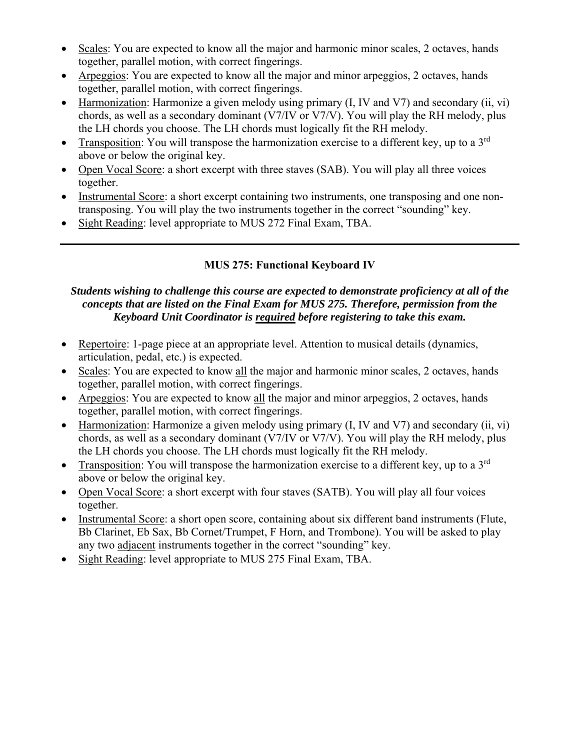- Scales: You are expected to know all the major and harmonic minor scales, 2 octaves, hands together, parallel motion, with correct fingerings.
- Arpeggios: You are expected to know all the major and minor arpeggios, 2 octaves, hands together, parallel motion, with correct fingerings.
- Harmonization: Harmonize a given melody using primary (I, IV and V7) and secondary (ii, vi) chords, as well as a secondary dominant (V7/IV or V7/V). You will play the RH melody, plus the LH chords you choose. The LH chords must logically fit the RH melody.
- Transposition: You will transpose the harmonization exercise to a different key, up to a 3rd above or below the original key.
- Open Vocal Score: a short excerpt with three staves (SAB). You will play all three voices together.
- Instrumental Score: a short excerpt containing two instruments, one transposing and one non-transposing. You will play the two instruments together in the correct "sounding" key.
- Sight Reading: level appropriate to MUS 272 Final Exam, TBA.

---

## MUS 275: Functional Keyboard IV

***Students wishing to challenge this course are expected to demonstrate proficiency at all of the concepts that are listed on the Final Exam for MUS 275. Therefore, permission from the Keyboard Unit Coordinator is required before registering to take this exam.***

- Repertoire: 1-page piece at an appropriate level. Attention to musical details (dynamics, articulation, pedal, etc.) is expected.
- Scales: You are expected to know all the major and harmonic minor scales, 2 octaves, hands together, parallel motion, with correct fingerings.
- Arpeggios: You are expected to know all the major and minor arpeggios, 2 octaves, hands together, parallel motion, with correct fingerings.
- Harmonization: Harmonize a given melody using primary (I, IV and V7) and secondary (ii, vi) chords, as well as a secondary dominant (V7/IV or V7/V). You will play the RH melody, plus the LH chords you choose. The LH chords must logically fit the RH melody.
- Transposition: You will transpose the harmonization exercise to a different key, up to a 3rd above or below the original key.
- Open Vocal Score: a short excerpt with four staves (SATB). You will play all four voices together.
- Instrumental Score: a short open score, containing about six different band instruments (Flute, Bb Clarinet, Eb Sax, Bb Cornet/Trumpet, F Horn, and Trombone). You will be asked to play any two adjacent instruments together in the correct "sounding" key.
- Sight Reading: level appropriate to MUS 275 Final Exam, TBA.